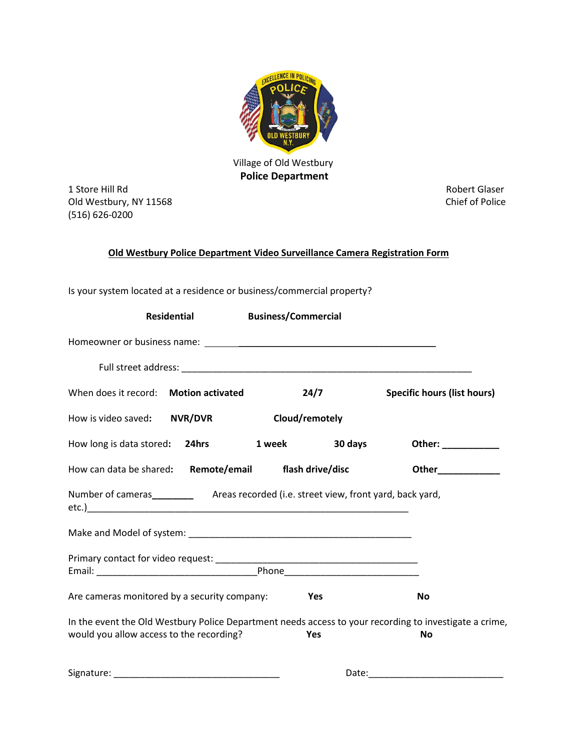Village of Old Westbury
**Police Department**

1 Store Hill Rd
Old Westbury, NY 11568
(516) 626-0200

Robert Glaser
Chief of Police

**Old Westbury Police Department Video Surveillance Camera Registration Form**

Is your system located at a residence or business/commercial property?

**Residential** **Business/Commercial**

Homeowner or business name: ________________________________________________

Full street address: ____________________________________________________________

When does it record: **Motion activated** **24/7** **Specific hours (list hours)**

How is video saved: **NVR/DVR** **Cloud/remotely**

How long is data stored: **24hrs** **1 week** **30 days** **Other: ___________**

How can data be shared: **Remote/email** **flash drive/disc** **Other____________**

Number of cameras________ Areas recorded (i.e. street view, front yard, back yard, etc.)_________________________________________________________________

Make and Model of system: _____________________________________________

Primary contact for video request: _________________________________________
Email: _________________________________Phone___________________________

Are cameras monitored by a security company: **Yes** **No**

In the event the Old Westbury Police Department needs access to your recording to investigate a crime, would you allow access to the recording? **Yes** **No**

Signature: _________________________________ Date:___________________________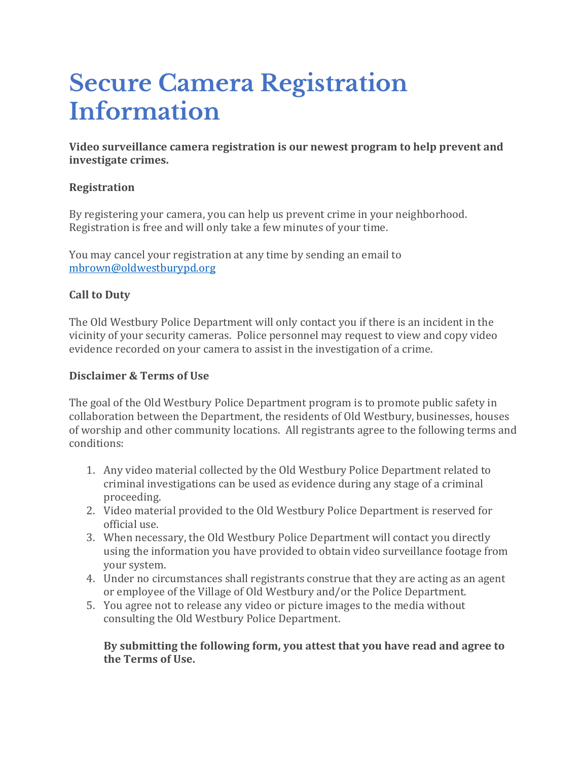# Secure Camera Registration Information

**Video surveillance camera registration is our newest program to help prevent and investigate crimes.**

**Registration**

By registering your camera, you can help us prevent crime in your neighborhood. Registration is free and will only take a few minutes of your time.

You may cancel your registration at any time by sending an email to [mbrown@oldwestburypd.org](mailto:mbrown@oldwestburypd.org)

**Call to Duty**

The Old Westbury Police Department will only contact you if there is an incident in the vicinity of your security cameras. Police personnel may request to view and copy video evidence recorded on your camera to assist in the investigation of a crime.

**Disclaimer & Terms of Use**

The goal of the Old Westbury Police Department program is to promote public safety in collaboration between the Department, the residents of Old Westbury, businesses, houses of worship and other community locations. All registrants agree to the following terms and conditions:

1. Any video material collected by the Old Westbury Police Department related to criminal investigations can be used as evidence during any stage of a criminal proceeding.
2. Video material provided to the Old Westbury Police Department is reserved for official use.
3. When necessary, the Old Westbury Police Department will contact you directly using the information you have provided to obtain video surveillance footage from your system.
4. Under no circumstances shall registrants construe that they are acting as an agent or employee of the Village of Old Westbury and/or the Police Department.
5. You agree not to release any video or picture images to the media without consulting the Old Westbury Police Department.

**By submitting the following form, you attest that you have read and agree to the Terms of Use.**